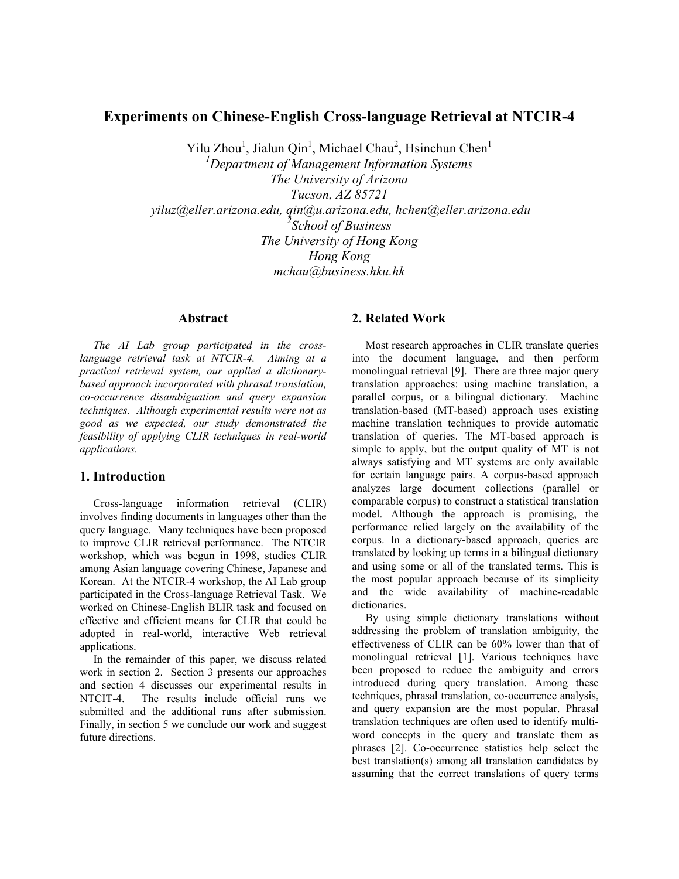# Experiments on Chinese-English Cross-language Retrieval at NTCIR-4

Yilu Zhou[1], Jialun Qin[1], Michael Chau[2], Hsinchun Chen[1]

[1]*Department of Management Information Systems*
*The University of Arizona*
*Tucson, AZ 85721*
*yiluz@eller.arizona.edu, qin@u.arizona.edu, hchen@eller.arizona.edu*

[2]*School of Business*
*The University of Hong Kong*
*Hong Kong*
*mchau@business.hku.hk*

## Abstract

*The AI Lab group participated in the cross-language retrieval task at NTCIR-4. Aiming at a practical retrieval system, our applied a dictionary-based approach incorporated with phrasal translation, co-occurrence disambiguation and query expansion techniques. Although experimental results were not as good as we expected, our study demonstrated the feasibility of applying CLIR techniques in real-world applications.*

## 1. Introduction

Cross-language information retrieval (CLIR) involves finding documents in languages other than the query language. Many techniques have been proposed to improve CLIR retrieval performance. The NTCIR workshop, which was begun in 1998, studies CLIR among Asian language covering Chinese, Japanese and Korean. At the NTCIR-4 workshop, the AI Lab group participated in the Cross-language Retrieval Task. We worked on Chinese-English BLIR task and focused on effective and efficient means for CLIR that could be adopted in real-world, interactive Web retrieval applications.

In the remainder of this paper, we discuss related work in section 2. Section 3 presents our approaches and section 4 discusses our experimental results in NTCIT-4. The results include official runs we submitted and the additional runs after submission. Finally, in section 5 we conclude our work and suggest future directions.

## 2. Related Work

Most research approaches in CLIR translate queries into the document language, and then perform monolingual retrieval [9]. There are three major query translation approaches: using machine translation, a parallel corpus, or a bilingual dictionary. Machine translation-based (MT-based) approach uses existing machine translation techniques to provide automatic translation of queries. The MT-based approach is simple to apply, but the output quality of MT is not always satisfying and MT systems are only available for certain language pairs. A corpus-based approach analyzes large document collections (parallel or comparable corpus) to construct a statistical translation model. Although the approach is promising, the performance relied largely on the availability of the corpus. In a dictionary-based approach, queries are translated by looking up terms in a bilingual dictionary and using some or all of the translated terms. This is the most popular approach because of its simplicity and the wide availability of machine-readable dictionaries.

By using simple dictionary translations without addressing the problem of translation ambiguity, the effectiveness of CLIR can be 60% lower than that of monolingual retrieval [1]. Various techniques have been proposed to reduce the ambiguity and errors introduced during query translation. Among these techniques, phrasal translation, co-occurrence analysis, and query expansion are the most popular. Phrasal translation techniques are often used to identify multi-word concepts in the query and translate them as phrases [2]. Co-occurrence statistics help select the best translation(s) among all translation candidates by assuming that the correct translations of query terms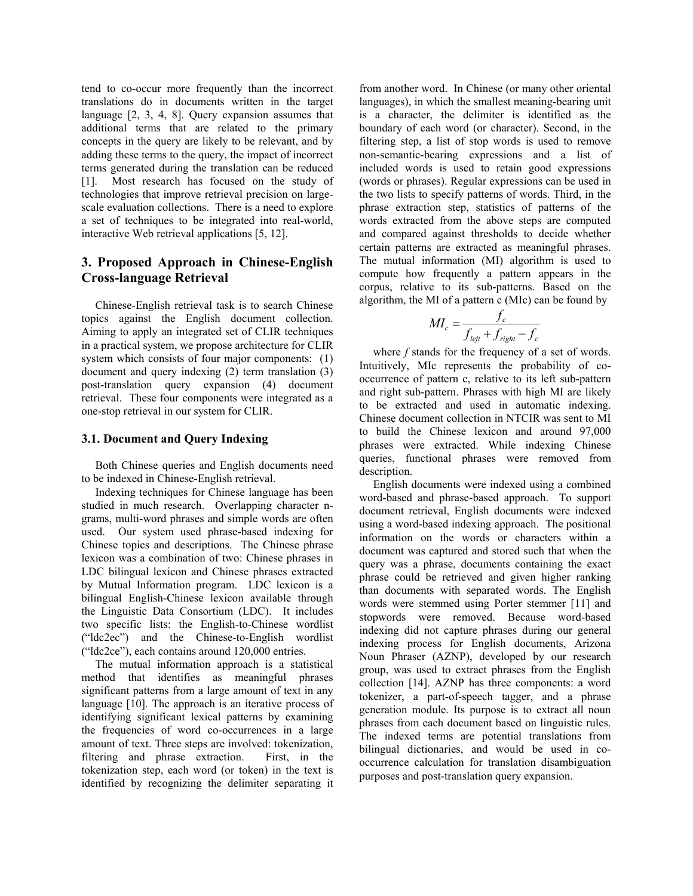tend to co-occur more frequently than the incorrect translations do in documents written in the target language [2, 3, 4, 8]. Query expansion assumes that additional terms that are related to the primary concepts in the query are likely to be relevant, and by adding these terms to the query, the impact of incorrect terms generated during the translation can be reduced [1]. Most research has focused on the study of technologies that improve retrieval precision on large-scale evaluation collections. There is a need to explore a set of techniques to be integrated into real-world, interactive Web retrieval applications [5, 12].

## 3. Proposed Approach in Chinese-English Cross-language Retrieval

Chinese-English retrieval task is to search Chinese topics against the English document collection. Aiming to apply an integrated set of CLIR techniques in a practical system, we propose architecture for CLIR system which consists of four major components: (1) document and query indexing (2) term translation (3) post-translation query expansion (4) document retrieval. These four components were integrated as a one-stop retrieval in our system for CLIR.

### 3.1. Document and Query Indexing

Both Chinese queries and English documents need to be indexed in Chinese-English retrieval.

Indexing techniques for Chinese language has been studied in much research. Overlapping character n-grams, multi-word phrases and simple words are often used. Our system used phrase-based indexing for Chinese topics and descriptions. The Chinese phrase lexicon was a combination of two: Chinese phrases in LDC bilingual lexicon and Chinese phrases extracted by Mutual Information program. LDC lexicon is a bilingual English-Chinese lexicon available through the Linguistic Data Consortium (LDC). It includes two specific lists: the English-to-Chinese wordlist ("ldc2ec") and the Chinese-to-English wordlist ("ldc2ce"), each contains around 120,000 entries.

The mutual information approach is a statistical method that identifies as meaningful phrases significant patterns from a large amount of text in any language [10]. The approach is an iterative process of identifying significant lexical patterns by examining the frequencies of word co-occurrences in a large amount of text. Three steps are involved: tokenization, filtering and phrase extraction. First, in the tokenization step, each word (or token) in the text is identified by recognizing the delimiter separating it from another word. In Chinese (or many other oriental languages), in which the smallest meaning-bearing unit is a character, the delimiter is identified as the boundary of each word (or character). Second, in the filtering step, a list of stop words is used to remove non-semantic-bearing expressions and a list of included words is used to retain good expressions (words or phrases). Regular expressions can be used in the two lists to specify patterns of words. Third, in the phrase extraction step, statistics of patterns of the words extracted from the above steps are computed and compared against thresholds to decide whether certain patterns are extracted as meaningful phrases. The mutual information (MI) algorithm is used to compute how frequently a pattern appears in the corpus, relative to its sub-patterns. Based on the algorithm, the MI of a pattern c (MIc) can be found by

$$MI_c = \frac{f_c}{f_{left} + f_{right} - f_c}$$

where $f$ stands for the frequency of a set of words. Intuitively, MIc represents the probability of co-occurrence of pattern c, relative to its left sub-pattern and right sub-pattern. Phrases with high MI are likely to be extracted and used in automatic indexing. Chinese document collection in NTCIR was sent to MI to build the Chinese lexicon and around 97,000 phrases were extracted. While indexing Chinese queries, functional phrases were removed from description.

English documents were indexed using a combined word-based and phrase-based approach. To support document retrieval, English documents were indexed using a word-based indexing approach. The positional information on the words or characters within a document was captured and stored such that when the query was a phrase, documents containing the exact phrase could be retrieved and given higher ranking than documents with separated words. The English words were stemmed using Porter stemmer [11] and stopwords were removed. Because word-based indexing did not capture phrases during our general indexing process for English documents, Arizona Noun Phraser (AZNP), developed by our research group, was used to extract phrases from the English collection [14]. AZNP has three components: a word tokenizer, a part-of-speech tagger, and a phrase generation module. Its purpose is to extract all noun phrases from each document based on linguistic rules. The indexed terms are potential translations from bilingual dictionaries, and would be used in co-occurrence calculation for translation disambiguation purposes and post-translation query expansion.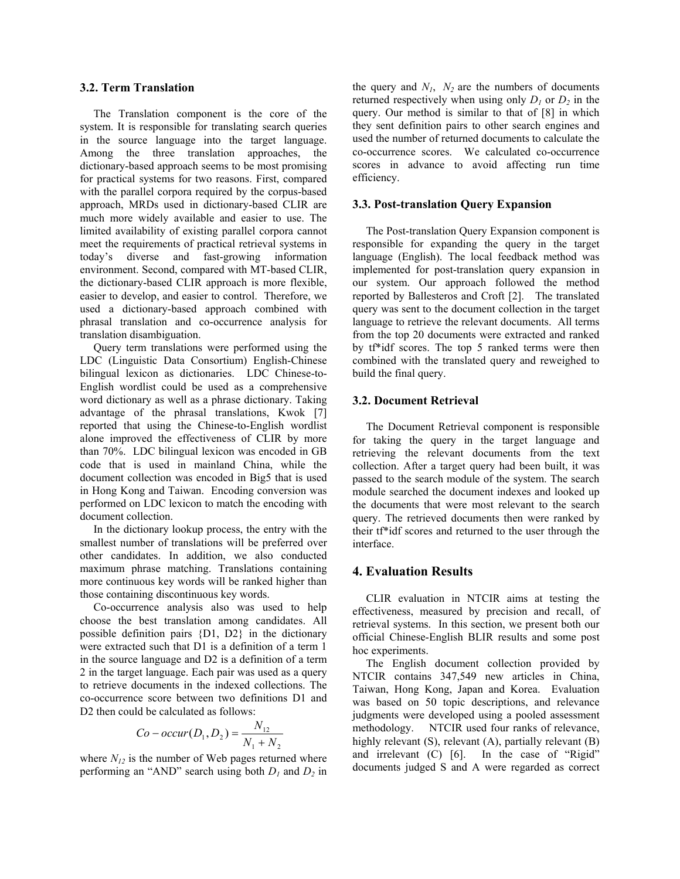### 3.2. Term Translation

The Translation component is the core of the system. It is responsible for translating search queries in the source language into the target language. Among the three translation approaches, the dictionary-based approach seems to be most promising for practical systems for two reasons. First, compared with the parallel corpora required by the corpus-based approach, MRDs used in dictionary-based CLIR are much more widely available and easier to use. The limited availability of existing parallel corpora cannot meet the requirements of practical retrieval systems in today's diverse and fast-growing information environment. Second, compared with MT-based CLIR, the dictionary-based CLIR approach is more flexible, easier to develop, and easier to control. Therefore, we used a dictionary-based approach combined with phrasal translation and co-occurrence analysis for translation disambiguation.

Query term translations were performed using the LDC (Linguistic Data Consortium) English-Chinese bilingual lexicon as dictionaries. LDC Chinese-to-English wordlist could be used as a comprehensive word dictionary as well as a phrase dictionary. Taking advantage of the phrasal translations, Kwok [7] reported that using the Chinese-to-English wordlist alone improved the effectiveness of CLIR by more than 70%. LDC bilingual lexicon was encoded in GB code that is used in mainland China, while the document collection was encoded in Big5 that is used in Hong Kong and Taiwan. Encoding conversion was performed on LDC lexicon to match the encoding with document collection.

In the dictionary lookup process, the entry with the smallest number of translations will be preferred over other candidates. In addition, we also conducted maximum phrase matching. Translations containing more continuous key words will be ranked higher than those containing discontinuous key words.

Co-occurrence analysis also was used to help choose the best translation among candidates. All possible definition pairs {D1, D2} in the dictionary were extracted such that D1 is a definition of a term 1 in the source language and D2 is a definition of a term 2 in the target language. Each pair was used as a query to retrieve documents in the indexed collections. The co-occurrence score between two definitions D1 and D2 then could be calculated as follows:

$$Co-occur(D_1, D_2) = \frac{N_{12}}{N_1 + N_2}$$

where $N_{12}$ is the number of Web pages returned where performing an "AND" search using both $D_1$ and $D_2$ in the query and $N_1$, $N_2$ are the numbers of documents returned respectively when using only $D_1$ or $D_2$ in the query. Our method is similar to that of [8] in which they sent definition pairs to other search engines and used the number of returned documents to calculate the co-occurrence scores. We calculated co-occurrence scores in advance to avoid affecting run time efficiency.

### 3.3. Post-translation Query Expansion

The Post-translation Query Expansion component is responsible for expanding the query in the target language (English). The local feedback method was implemented for post-translation query expansion in our system. Our approach followed the method reported by Ballesteros and Croft [2]. The translated query was sent to the document collection in the target language to retrieve the relevant documents. All terms from the top 20 documents were extracted and ranked by tf*idf scores. The top 5 ranked terms were then combined with the translated query and reweighed to build the final query.

### 3.2. Document Retrieval

The Document Retrieval component is responsible for taking the query in the target language and retrieving the relevant documents from the text collection. After a target query had been built, it was passed to the search module of the system. The search module searched the document indexes and looked up the documents that were most relevant to the search query. The retrieved documents then were ranked by their tf*idf scores and returned to the user through the interface.

## 4. Evaluation Results

CLIR evaluation in NTCIR aims at testing the effectiveness, measured by precision and recall, of retrieval systems. In this section, we present both our official Chinese-English BLIR results and some post hoc experiments.

The English document collection provided by NTCIR contains 347,549 new articles in China, Taiwan, Hong Kong, Japan and Korea. Evaluation was based on 50 topic descriptions, and relevance judgments were developed using a pooled assessment methodology. NTCIR used four ranks of relevance, highly relevant (S), relevant (A), partially relevant (B) and irrelevant (C) [6]. In the case of "Rigid" documents judged S and A were regarded as correct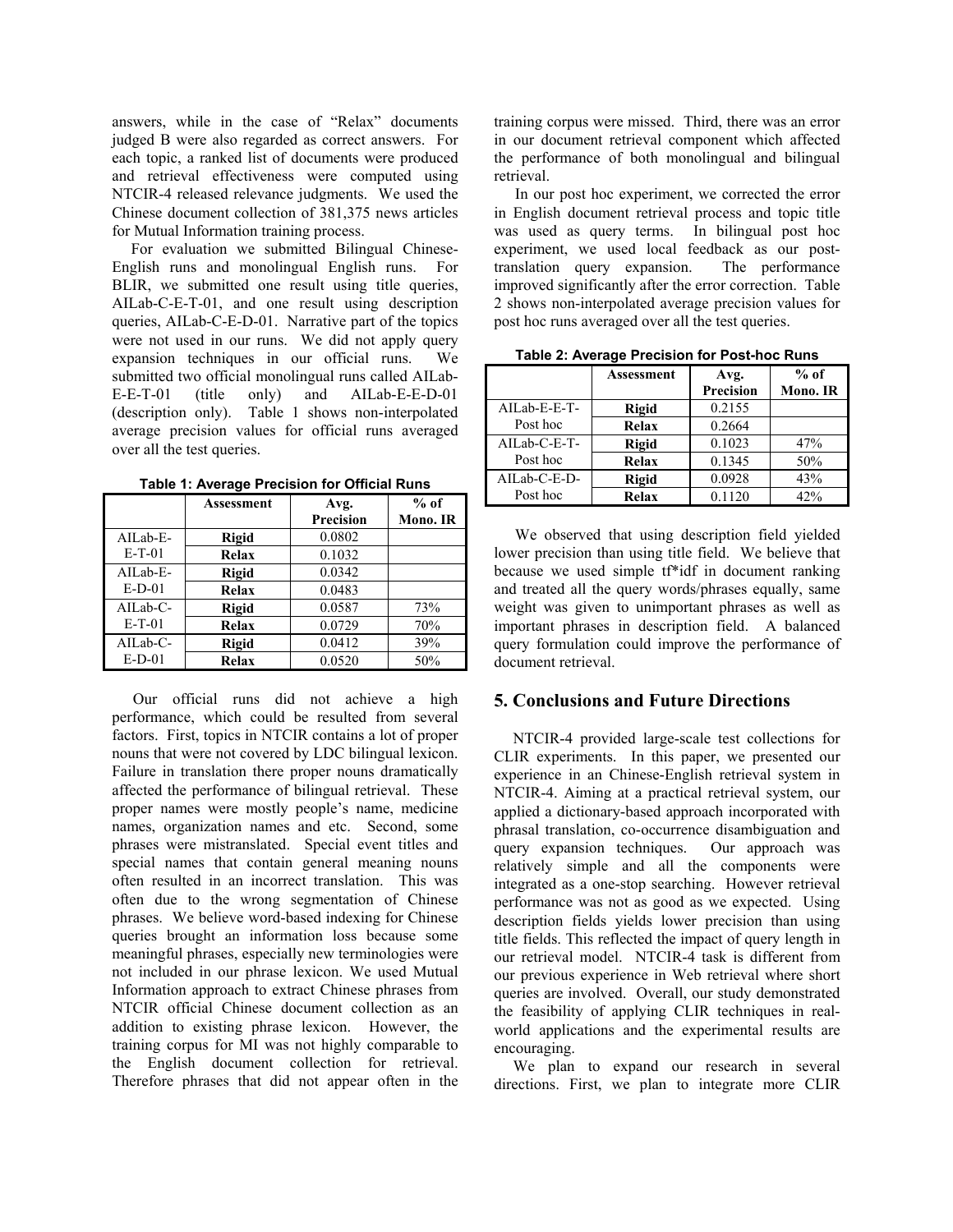answers, while in the case of "Relax" documents judged B were also regarded as correct answers. For each topic, a ranked list of documents were produced and retrieval effectiveness were computed using NTCIR-4 released relevance judgments. We used the Chinese document collection of 381,375 news articles for Mutual Information training process.

For evaluation we submitted Bilingual Chinese-English runs and monolingual English runs. For BLIR, we submitted one result using title queries, AILab-C-E-T-01, and one result using description queries, AILab-C-E-D-01. Narrative part of the topics were not used in our runs. We did not apply query expansion techniques in our official runs. We submitted two official monolingual runs called AILab-E-E-T-01 (title only) and AILab-E-E-D-01 (description only). Table 1 shows non-interpolated average precision values for official runs averaged over all the test queries.

**Table 1: Average Precision for Official Runs**

| | Assessment | Avg. Precision | % of Mono. IR |
|---|---|---|---|
| AILab-E-E-T-01 | **Rigid** | 0.0802 | |
| | **Relax** | 0.1032 | |
| AILab-E-E-D-01 | **Rigid** | 0.0342 | |
| | **Relax** | 0.0483 | |
| AILab-C-E-T-01 | **Rigid** | 0.0587 | 73% |
| | **Relax** | 0.0729 | 70% |
| AILab-C-E-D-01 | **Rigid** | 0.0412 | 39% |
| | **Relax** | 0.0520 | 50% |

Our official runs did not achieve a high performance, which could be resulted from several factors. First, topics in NTCIR contains a lot of proper nouns that were not covered by LDC bilingual lexicon. Failure in translation there proper nouns dramatically affected the performance of bilingual retrieval. These proper names were mostly people's name, medicine names, organization names and etc. Second, some phrases were mistranslated. Special event titles and special names that contain general meaning nouns often resulted in an incorrect translation. This was often due to the wrong segmentation of Chinese phrases. We believe word-based indexing for Chinese queries brought an information loss because some meaningful phrases, especially new terminologies were not included in our phrase lexicon. We used Mutual Information approach to extract Chinese phrases from NTCIR official Chinese document collection as an addition to existing phrase lexicon. However, the training corpus for MI was not highly comparable to the English document collection for retrieval. Therefore phrases that did not appear often in the training corpus were missed. Third, there was an error in our document retrieval component which affected the performance of both monolingual and bilingual retrieval.

In our post hoc experiment, we corrected the error in English document retrieval process and topic title was used as query terms. In bilingual post hoc experiment, we used local feedback as our post-translation query expansion. The performance improved significantly after the error correction. Table 2 shows non-interpolated average precision values for post hoc runs averaged over all the test queries.

**Table 2: Average Precision for Post-hoc Runs**

| | Assessment | Avg. Precision | % of Mono. IR |
|---|---|---|---|
| AILab-E-E-T-Post hoc | **Rigid** | 0.2155 | |
| | **Relax** | 0.2664 | |
| AILab-C-E-T-Post hoc | **Rigid** | 0.1023 | 47% |
| | **Relax** | 0.1345 | 50% |
| AILab-C-E-D-Post hoc | **Rigid** | 0.0928 | 43% |
| | **Relax** | 0.1120 | 42% |

We observed that using description field yielded lower precision than using title field. We believe that because we used simple tf*idf in document ranking and treated all the query words/phrases equally, same weight was given to unimportant phrases as well as important phrases in description field. A balanced query formulation could improve the performance of document retrieval.

## 5. Conclusions and Future Directions

NTCIR-4 provided large-scale test collections for CLIR experiments. In this paper, we presented our experience in an Chinese-English retrieval system in NTCIR-4. Aiming at a practical retrieval system, our applied a dictionary-based approach incorporated with phrasal translation, co-occurrence disambiguation and query expansion techniques. Our approach was relatively simple and all the components were integrated as a one-stop searching. However retrieval performance was not as good as we expected. Using description fields yields lower precision than using title fields. This reflected the impact of query length in our retrieval model. NTCIR-4 task is different from our previous experience in Web retrieval where short queries are involved. Overall, our study demonstrated the feasibility of applying CLIR techniques in real-world applications and the experimental results are encouraging.

We plan to expand our research in several directions. First, we plan to integrate more CLIR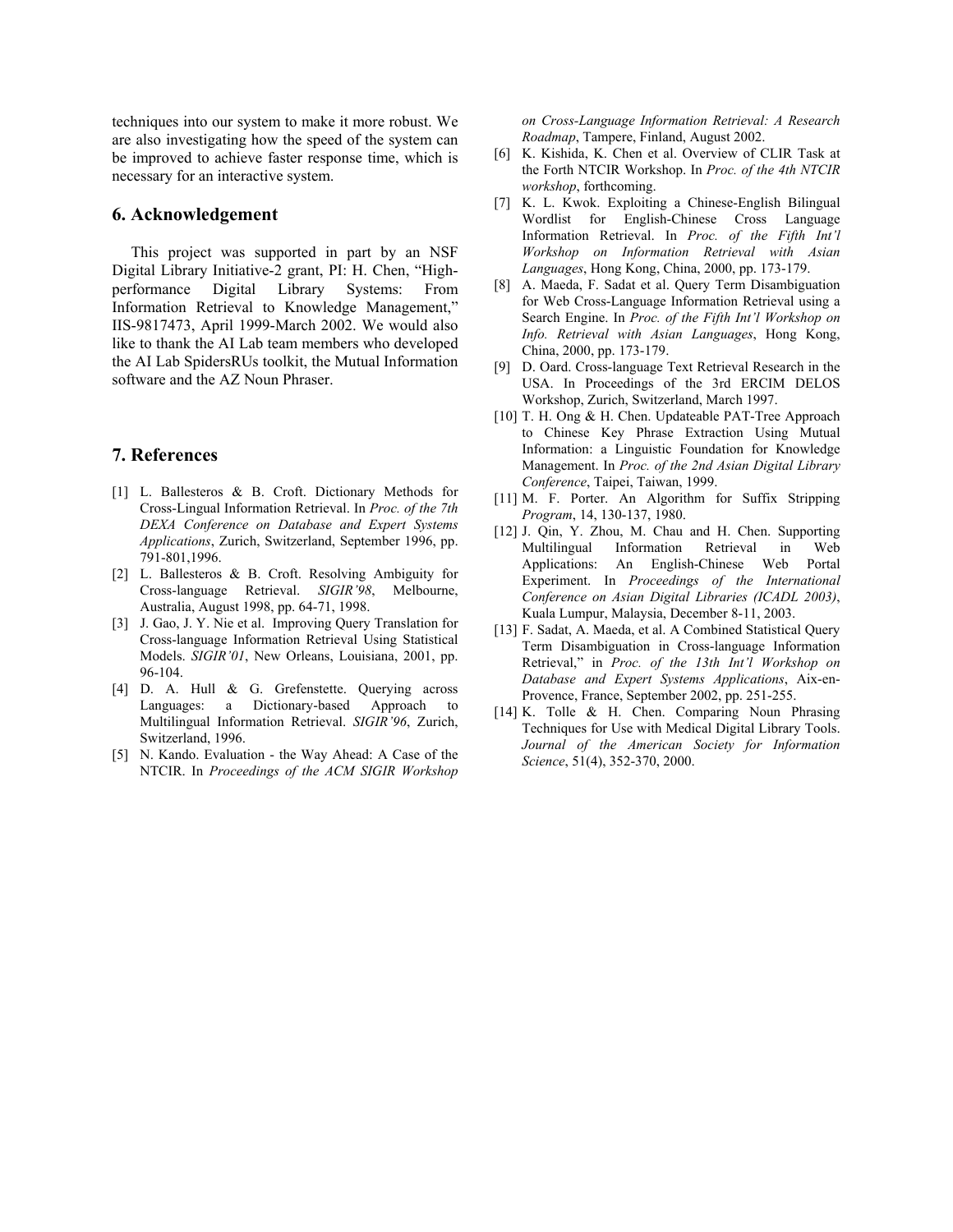techniques into our system to make it more robust. We are also investigating how the speed of the system can be improved to achieve faster response time, which is necessary for an interactive system.

## 6. Acknowledgement

This project was supported in part by an NSF Digital Library Initiative-2 grant, PI: H. Chen, "High-performance Digital Library Systems: From Information Retrieval to Knowledge Management," IIS-9817473, April 1999-March 2002. We would also like to thank the AI Lab team members who developed the AI Lab SpidersRUs toolkit, the Mutual Information software and the AZ Noun Phraser.

## 7. References

[1] L. Ballesteros & B. Croft. Dictionary Methods for Cross-Lingual Information Retrieval. In *Proc. of the 7th DEXA Conference on Database and Expert Systems Applications*, Zurich, Switzerland, September 1996, pp. 791-801,1996.

[2] L. Ballesteros & B. Croft. Resolving Ambiguity for Cross-language Retrieval. *SIGIR'98*, Melbourne, Australia, August 1998, pp. 64-71, 1998.

[3] J. Gao, J. Y. Nie et al. Improving Query Translation for Cross-language Information Retrieval Using Statistical Models. *SIGIR'01*, New Orleans, Louisiana, 2001, pp. 96-104.

[4] D. A. Hull & G. Grefenstette. Querying across Languages: a Dictionary-based Approach to Multilingual Information Retrieval. *SIGIR'96*, Zurich, Switzerland, 1996.

[5] N. Kando. Evaluation - the Way Ahead: A Case of the NTCIR. In *Proceedings of the ACM SIGIR Workshop on Cross-Language Information Retrieval: A Research Roadmap*, Tampere, Finland, August 2002.

[6] K. Kishida, K. Chen et al. Overview of CLIR Task at the Forth NTCIR Workshop. In *Proc. of the 4th NTCIR workshop*, forthcoming.

[7] K. L. Kwok. Exploiting a Chinese-English Bilingual Wordlist for English-Chinese Cross Language Information Retrieval. In *Proc. of the Fifth Int'l Workshop on Information Retrieval with Asian Languages*, Hong Kong, China, 2000, pp. 173-179.

[8] A. Maeda, F. Sadat et al. Query Term Disambiguation for Web Cross-Language Information Retrieval using a Search Engine. In *Proc. of the Fifth Int'l Workshop on Info. Retrieval with Asian Languages*, Hong Kong, China, 2000, pp. 173-179.

[9] D. Oard. Cross-language Text Retrieval Research in the USA. In Proceedings of the 3rd ERCIM DELOS Workshop, Zurich, Switzerland, March 1997.

[10] T. H. Ong & H. Chen. Updateable PAT-Tree Approach to Chinese Key Phrase Extraction Using Mutual Information: a Linguistic Foundation for Knowledge Management. In *Proc. of the 2nd Asian Digital Library Conference*, Taipei, Taiwan, 1999.

[11] M. F. Porter. An Algorithm for Suffix Stripping *Program*, 14, 130-137, 1980.

[12] J. Qin, Y. Zhou, M. Chau and H. Chen. Supporting Multilingual Information Retrieval in Web Applications: An English-Chinese Web Portal Experiment. In *Proceedings of the International Conference on Asian Digital Libraries (ICADL 2003)*, Kuala Lumpur, Malaysia, December 8-11, 2003.

[13] F. Sadat, A. Maeda, et al. A Combined Statistical Query Term Disambiguation in Cross-language Information Retrieval," in *Proc. of the 13th Int'l Workshop on Database and Expert Systems Applications*, Aix-en-Provence, France, September 2002, pp. 251-255.

[14] K. Tolle & H. Chen. Comparing Noun Phrasing Techniques for Use with Medical Digital Library Tools. *Journal of the American Society for Information Science*, 51(4), 352-370, 2000.